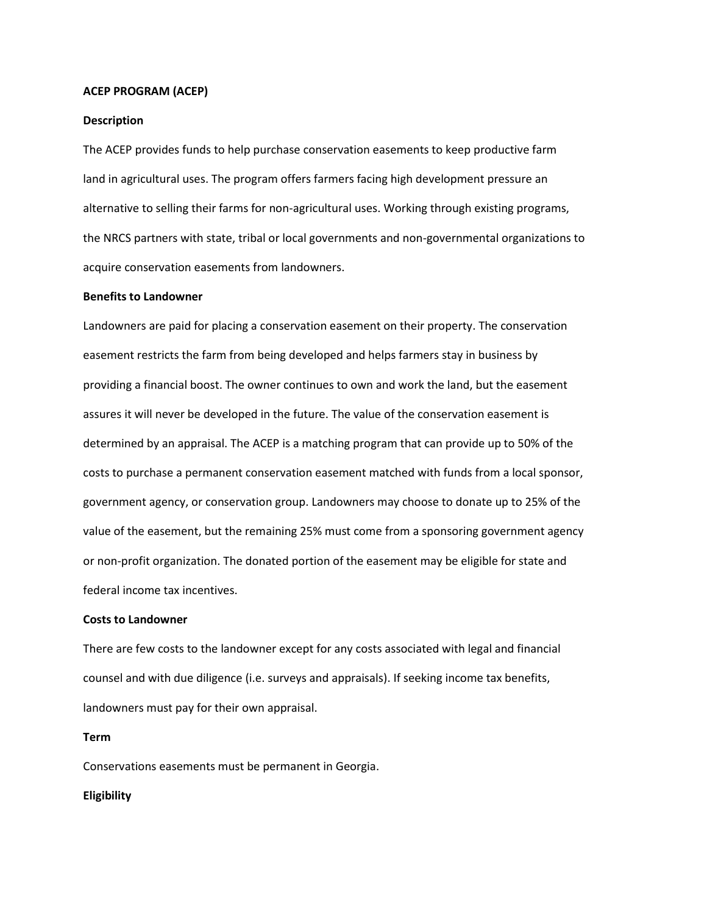# ACEP PROGRAM (ACEP)

## Description

The ACEP provides funds to help purchase conservation easements to keep productive farm land in agricultural uses. The program offers farmers facing high development pressure an alternative to selling their farms for non-agricultural uses. Working through existing programs, the NRCS partners with state, tribal or local governments and non-governmental organizations to acquire conservation easements from landowners.

## Benefits to Landowner

Landowners are paid for placing a conservation easement on their property. The conservation easement restricts the farm from being developed and helps farmers stay in business by providing a financial boost. The owner continues to own and work the land, but the easement assures it will never be developed in the future. The value of the conservation easement is determined by an appraisal. The ACEP is a matching program that can provide up to 50% of the costs to purchase a permanent conservation easement matched with funds from a local sponsor, government agency, or conservation group. Landowners may choose to donate up to 25% of the value of the easement, but the remaining 25% must come from a sponsoring government agency or non-profit organization. The donated portion of the easement may be eligible for state and federal income tax incentives.

## Costs to Landowner

There are few costs to the landowner except for any costs associated with legal and financial counsel and with due diligence (i.e. surveys and appraisals). If seeking income tax benefits, landowners must pay for their own appraisal.

## Term

Conservations easements must be permanent in Georgia.

## Eligibility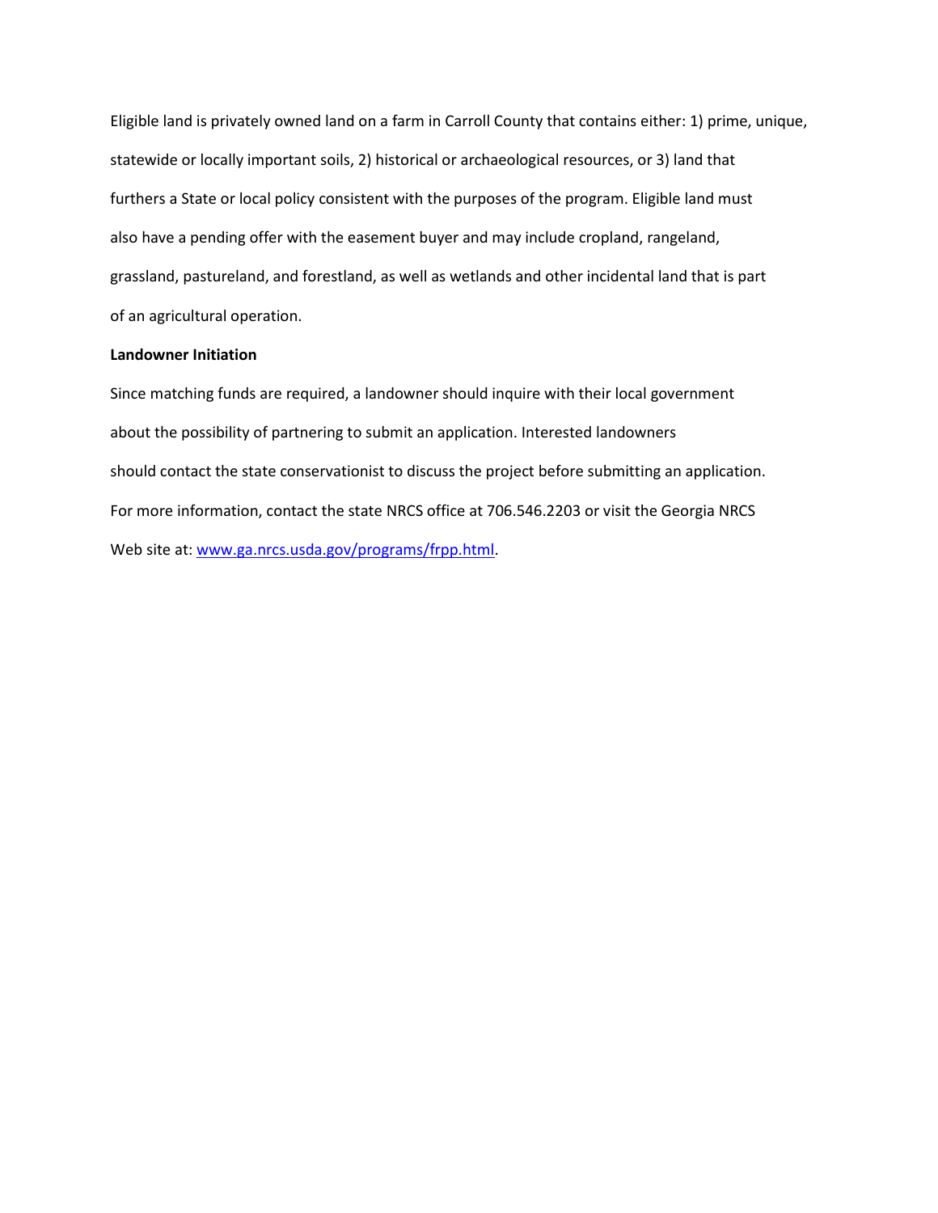Eligible land is privately owned land on a farm in Carroll County that contains either: 1) prime, unique, statewide or locally important soils, 2) historical or archaeological resources, or 3) land that furthers a State or local policy consistent with the purposes of the program. Eligible land must also have a pending offer with the easement buyer and may include cropland, rangeland, grassland, pastureland, and forestland, as well as wetlands and other incidental land that is part of an agricultural operation.

**Landowner Initiation**

Since matching funds are required, a landowner should inquire with their local government about the possibility of partnering to submit an application. Interested landowners should contact the state conservationist to discuss the project before submitting an application. For more information, contact the state NRCS office at 706.546.2203 or visit the Georgia NRCS Web site at: [www.ga.nrcs.usda.gov/programs/frpp.html](http://www.ga.nrcs.usda.gov/programs/frpp.html).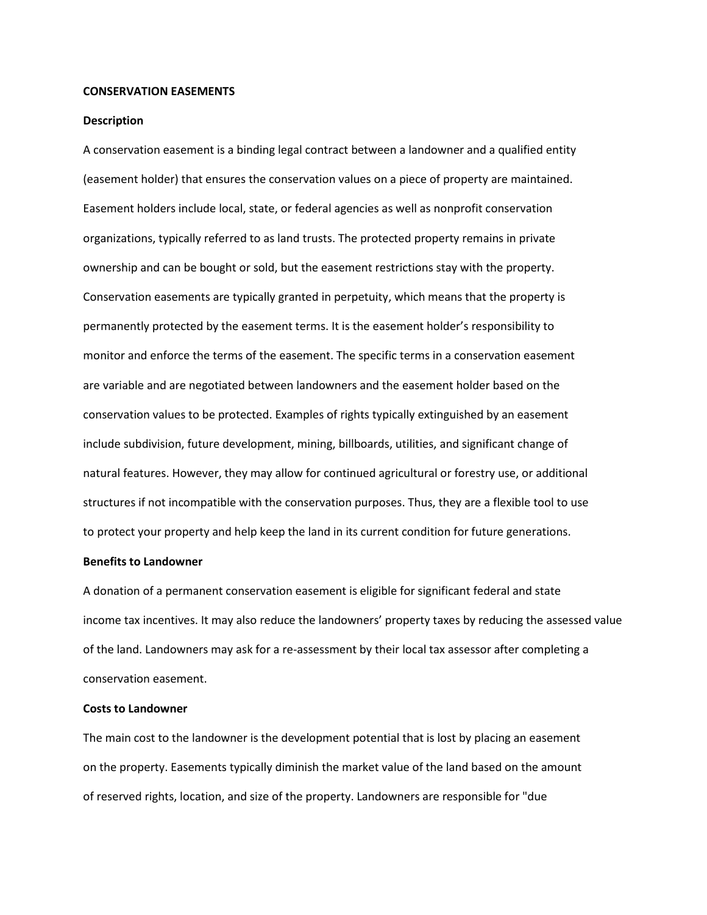**CONSERVATION EASEMENTS**

**Description**

A conservation easement is a binding legal contract between a landowner and a qualified entity (easement holder) that ensures the conservation values on a piece of property are maintained. Easement holders include local, state, or federal agencies as well as nonprofit conservation organizations, typically referred to as land trusts. The protected property remains in private ownership and can be bought or sold, but the easement restrictions stay with the property. Conservation easements are typically granted in perpetuity, which means that the property is permanently protected by the easement terms. It is the easement holder's responsibility to monitor and enforce the terms of the easement. The specific terms in a conservation easement are variable and are negotiated between landowners and the easement holder based on the conservation values to be protected. Examples of rights typically extinguished by an easement include subdivision, future development, mining, billboards, utilities, and significant change of natural features. However, they may allow for continued agricultural or forestry use, or additional structures if not incompatible with the conservation purposes. Thus, they are a flexible tool to use to protect your property and help keep the land in its current condition for future generations.

**Benefits to Landowner**

A donation of a permanent conservation easement is eligible for significant federal and state income tax incentives. It may also reduce the landowners' property taxes by reducing the assessed value of the land. Landowners may ask for a re-assessment by their local tax assessor after completing a conservation easement.

**Costs to Landowner**

The main cost to the landowner is the development potential that is lost by placing an easement on the property. Easements typically diminish the market value of the land based on the amount of reserved rights, location, and size of the property. Landowners are responsible for "due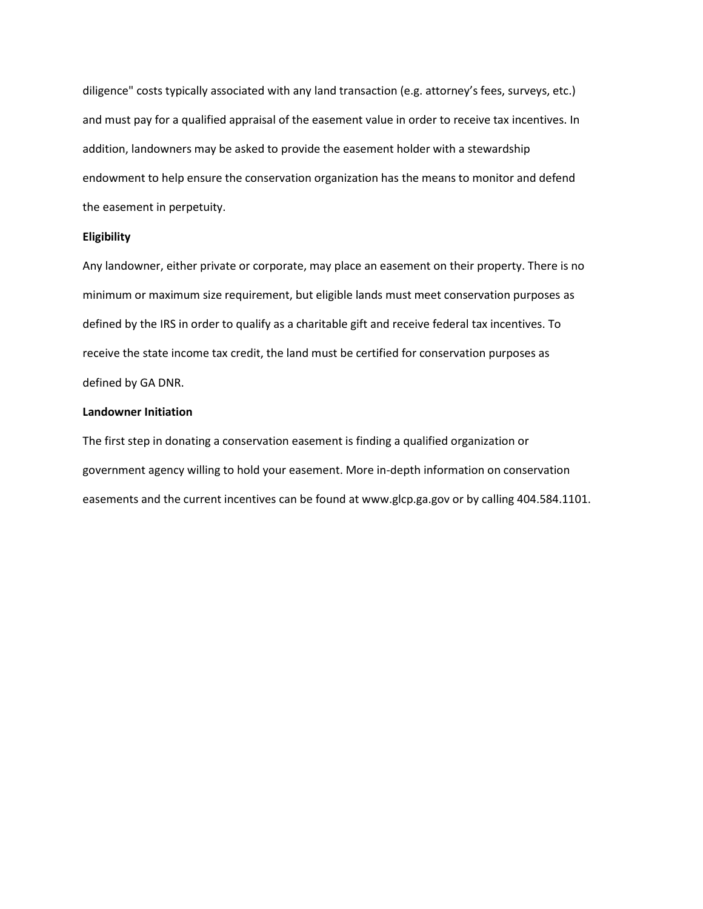diligence" costs typically associated with any land transaction (e.g. attorney's fees, surveys, etc.) and must pay for a qualified appraisal of the easement value in order to receive tax incentives. In addition, landowners may be asked to provide the easement holder with a stewardship endowment to help ensure the conservation organization has the means to monitor and defend the easement in perpetuity.

**Eligibility**

Any landowner, either private or corporate, may place an easement on their property. There is no minimum or maximum size requirement, but eligible lands must meet conservation purposes as defined by the IRS in order to qualify as a charitable gift and receive federal tax incentives. To receive the state income tax credit, the land must be certified for conservation purposes as defined by GA DNR.

**Landowner Initiation**

The first step in donating a conservation easement is finding a qualified organization or government agency willing to hold your easement. More in-depth information on conservation easements and the current incentives can be found at www.glcp.ga.gov or by calling 404.584.1101.